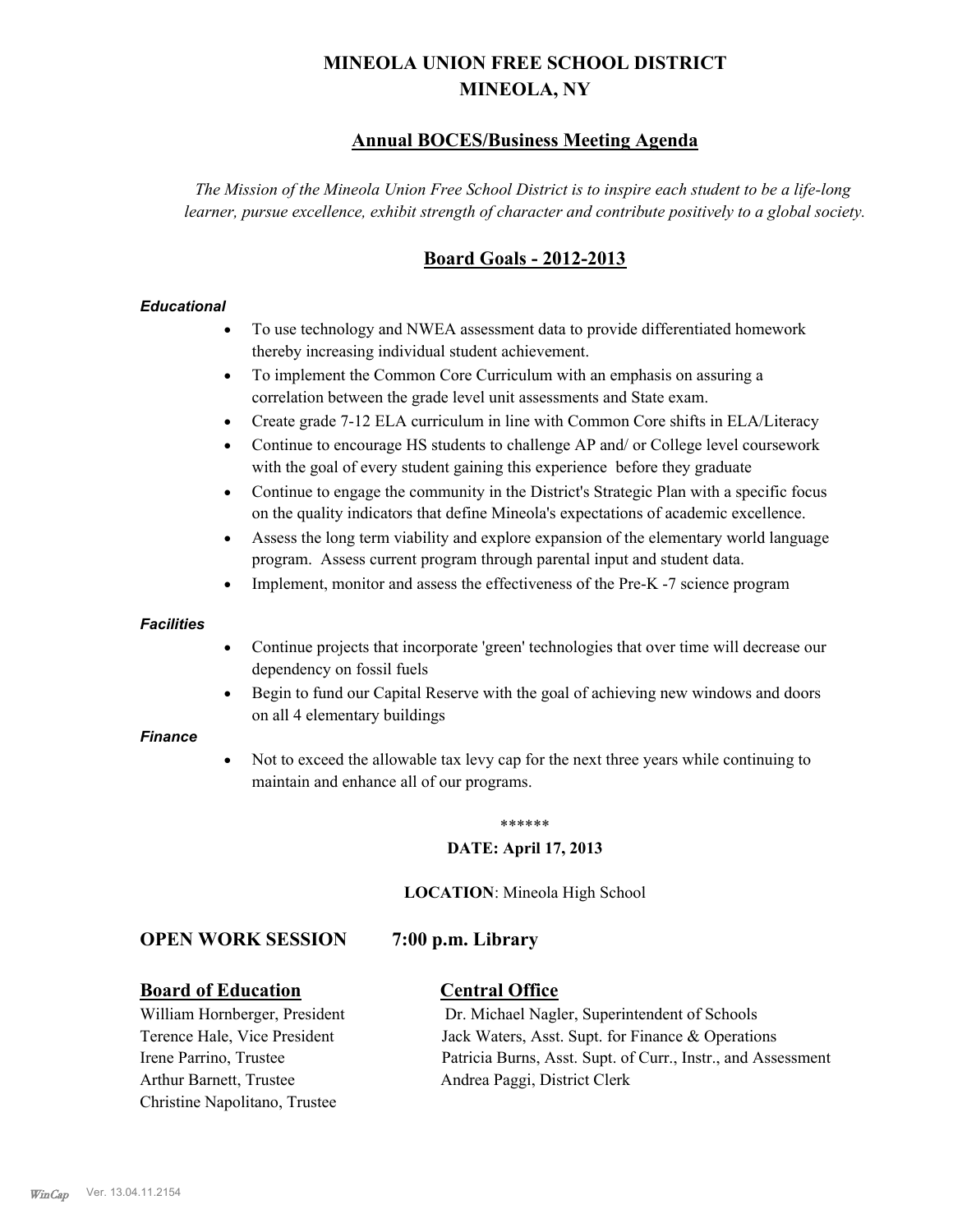# MINEOLA UNION FREE SCHOOL DISTRICT
# MINEOLA, NY

## Annual BOCES/Business Meeting Agenda

*The Mission of the Mineola Union Free School District is to inspire each student to be a life-long learner, pursue excellence, exhibit strength of character and contribute positively to a global society.*

## Board Goals - 2012-2013

***Educational***

- To use technology and NWEA assessment data to provide differentiated homework thereby increasing individual student achievement.
- To implement the Common Core Curriculum with an emphasis on assuring a correlation between the grade level unit assessments and State exam.
- Create grade 7-12 ELA curriculum in line with Common Core shifts in ELA/Literacy
- Continue to encourage HS students to challenge AP and/ or College level coursework with the goal of every student gaining this experience before they graduate
- Continue to engage the community in the District's Strategic Plan with a specific focus on the quality indicators that define Mineola's expectations of academic excellence.
- Assess the long term viability and explore expansion of the elementary world language program. Assess current program through parental input and student data.
- Implement, monitor and assess the effectiveness of the Pre-K -7 science program

***Facilities***

- Continue projects that incorporate 'green' technologies that over time will decrease our dependency on fossil fuels
- Begin to fund our Capital Reserve with the goal of achieving new windows and doors on all 4 elementary buildings

***Finance***

- Not to exceed the allowable tax levy cap for the next three years while continuing to maintain and enhance all of our programs.

******

**DATE: April 17, 2013**

**LOCATION**: Mineola High School

### OPEN WORK SESSION 7:00 p.m. Library

**Board of Education**

William Hornberger, President
Terence Hale, Vice President
Irene Parrino, Trustee
Arthur Barnett, Trustee
Christine Napolitano, Trustee

**Central Office**

Dr. Michael Nagler, Superintendent of Schools
Jack Waters, Asst. Supt. for Finance & Operations
Patricia Burns, Asst. Supt. of Curr., Instr., and Assessment
Andrea Paggi, District Clerk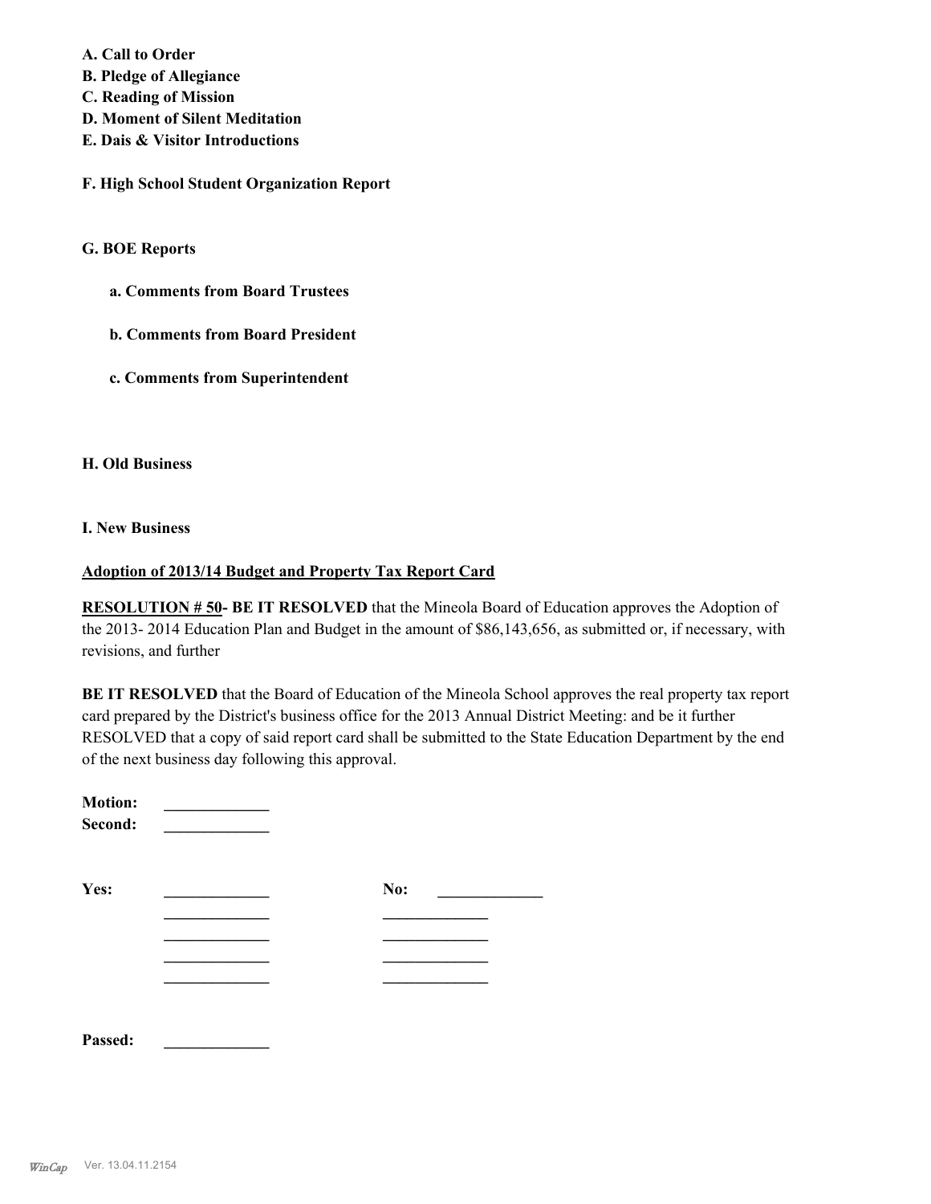**A. Call to Order**
**B. Pledge of Allegiance**
**C. Reading of Mission**
**D. Moment of Silent Meditation**
**E. Dais & Visitor Introductions**

**F. High School Student Organization Report**

**G. BOE Reports**

**a. Comments from Board Trustees**

**b. Comments from Board President**

**c. Comments from Superintendent**

**H. Old Business**

**I. New Business**

**Adoption of 2013/14 Budget and Property Tax Report Card**

**RESOLUTION # 50- BE IT RESOLVED** that the Mineola Board of Education approves the Adoption of the 2013- 2014 Education Plan and Budget in the amount of $86,143,656, as submitted or, if necessary, with revisions, and further

**BE IT RESOLVED** that the Board of Education of the Mineola School approves the real property tax report card prepared by the District's business office for the 2013 Annual District Meeting: and be it further RESOLVED that a copy of said report card shall be submitted to the State Education Department by the end of the next business day following this approval.

**Motion:** _____________
**Second:** _____________

**Yes:** _____________ **No:** _____________
_____________ _____________
_____________ _____________
_____________ _____________
_____________ _____________

**Passed:** _____________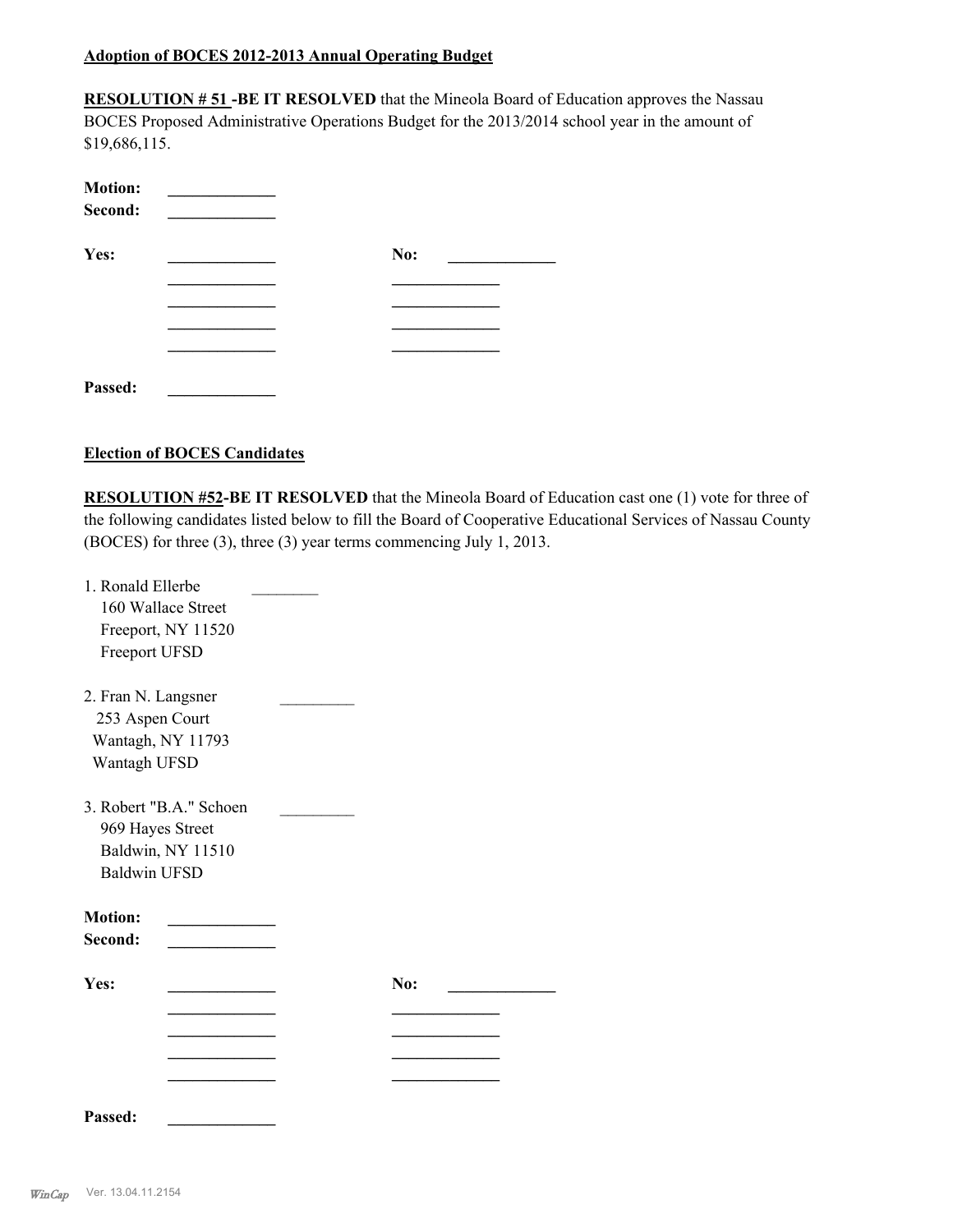**Adoption of BOCES 2012-2013 Annual Operating Budget**

**RESOLUTION # 51 -BE IT RESOLVED** that the Mineola Board of Education approves the Nassau BOCES Proposed Administrative Operations Budget for the 2013/2014 school year in the amount of $19,686,115.

**Motion:** _____________
**Second:** _____________

| **Yes:** | _____________ | **No:** | _____________ |
|---|---|---|---|
| | _____________ | | _____________ |
| | _____________ | | _____________ |
| | _____________ | | _____________ |
| | _____________ | | _____________ |

**Passed:** _____________

**Election of BOCES Candidates**

**RESOLUTION #52-BE IT RESOLVED** that the Mineola Board of Education cast one (1) vote for three of the following candidates listed below to fill the Board of Cooperative Educational Services of Nassau County (BOCES) for three (3), three (3) year terms commencing July 1, 2013.

1. Ronald Ellerbe ________
   160 Wallace Street
   Freeport, NY 11520
   Freeport UFSD

2. Fran N. Langsner _________
   253 Aspen Court
   Wantagh, NY 11793
   Wantagh UFSD

3. Robert "B.A." Schoen _________
   969 Hayes Street
   Baldwin, NY 11510
   Baldwin UFSD

**Motion:** _____________
**Second:** _____________

| **Yes:** | _____________ | **No:** | _____________ |
|---|---|---|---|
| | _____________ | | _____________ |
| | _____________ | | _____________ |
| | _____________ | | _____________ |
| | _____________ | | _____________ |

**Passed:** _____________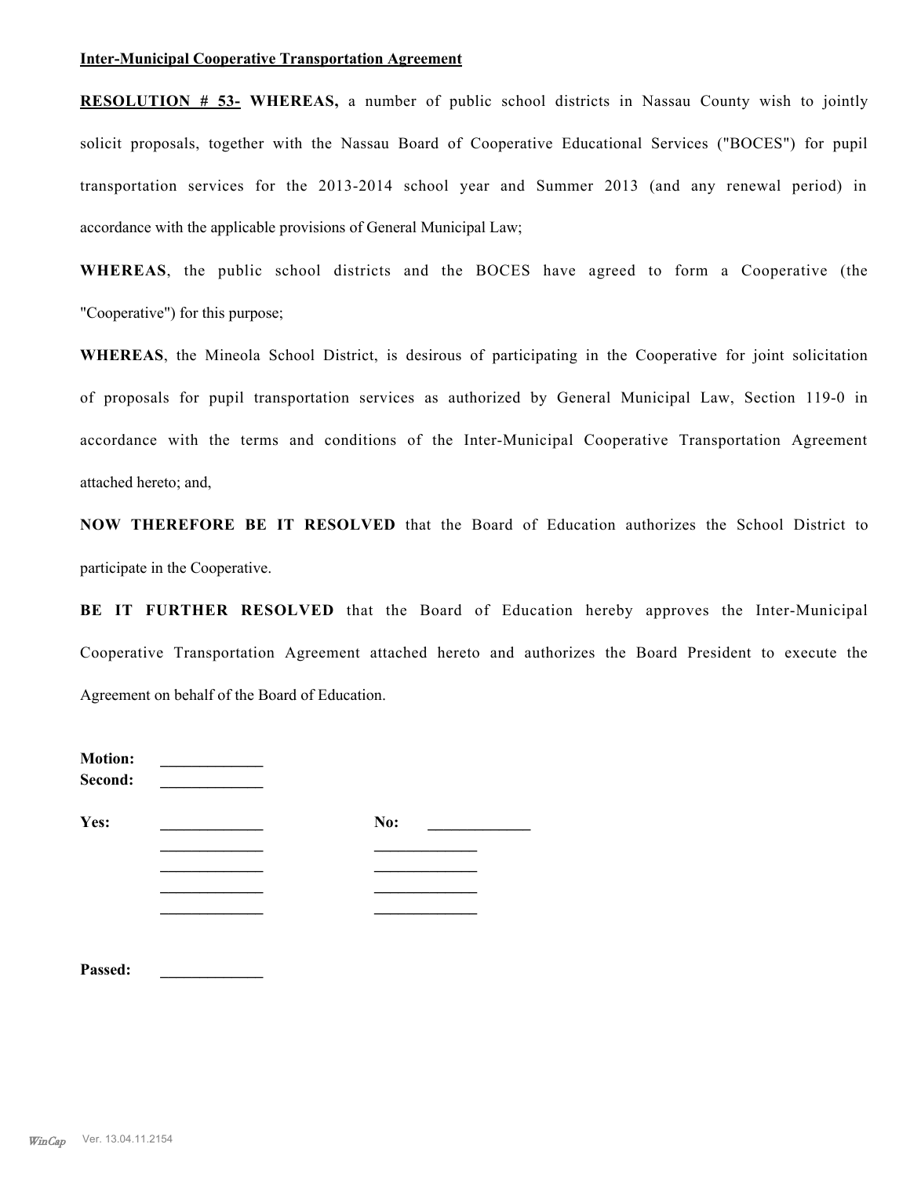**<u>Inter-Municipal Cooperative Transportation Agreement</u>**

**<u>RESOLUTION # 53-</u> WHEREAS,** a number of public school districts in Nassau County wish to jointly solicit proposals, together with the Nassau Board of Cooperative Educational Services ("BOCES") for pupil transportation services for the 2013-2014 school year and Summer 2013 (and any renewal period) in accordance with the applicable provisions of General Municipal Law;

**WHEREAS**, the public school districts and the BOCES have agreed to form a Cooperative (the "Cooperative") for this purpose;

**WHEREAS**, the Mineola School District, is desirous of participating in the Cooperative for joint solicitation of proposals for pupil transportation services as authorized by General Municipal Law, Section 119-0 in accordance with the terms and conditions of the Inter-Municipal Cooperative Transportation Agreement attached hereto; and,

**NOW THEREFORE BE IT RESOLVED** that the Board of Education authorizes the School District to participate in the Cooperative.

**BE IT FURTHER RESOLVED** that the Board of Education hereby approves the Inter-Municipal Cooperative Transportation Agreement attached hereto and authorizes the Board President to execute the Agreement on behalf of the Board of Education.

**Motion:** ____________
**Second:** ____________

**Yes:** ____________ **No:** ____________
____________ ____________
____________ ____________
____________ ____________
____________ ____________

**Passed:** ____________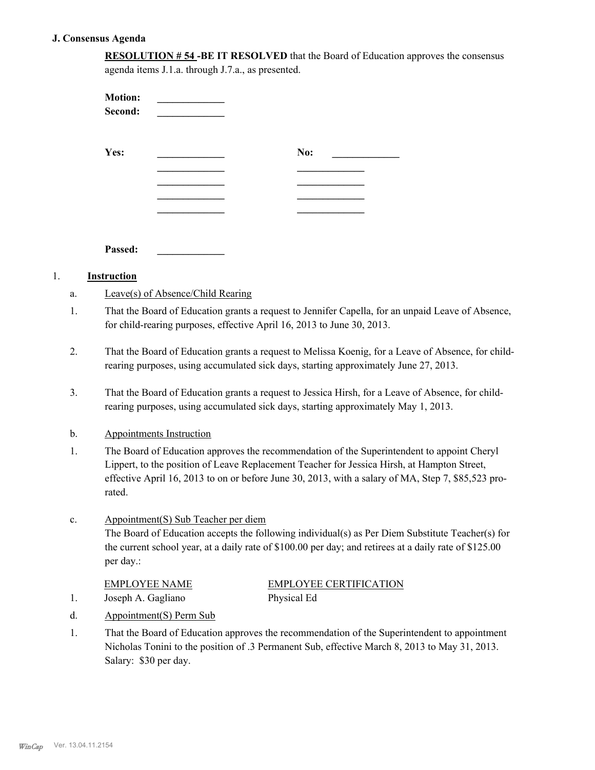## J. Consensus Agenda

**RESOLUTION # 54 -BE IT RESOLVED** that the Board of Education approves the consensus agenda items J.1.a. through J.7.a., as presented.

**Motion:** _____________
**Second:** _____________

| **Yes:** | _____________ | **No:** | _____________ |
|---|---|---|---|
| | _____________ | | _____________ |
| | _____________ | | _____________ |
| | _____________ | | _____________ |
| | _____________ | | _____________ |

**Passed:** _____________

1. **Instruction**

a. Leave(s) of Absence/Child Rearing

1. That the Board of Education grants a request to Jennifer Capella, for an unpaid Leave of Absence, for child-rearing purposes, effective April 16, 2013 to June 30, 2013.

2. That the Board of Education grants a request to Melissa Koenig, for a Leave of Absence, for child-rearing purposes, using accumulated sick days, starting approximately June 27, 2013.

3. That the Board of Education grants a request to Jessica Hirsh, for a Leave of Absence, for child-rearing purposes, using accumulated sick days, starting approximately May 1, 2013.

b. Appointments Instruction

1. The Board of Education approves the recommendation of the Superintendent to appoint Cheryl Lippert, to the position of Leave Replacement Teacher for Jessica Hirsh, at Hampton Street, effective April 16, 2013 to on or before June 30, 2013, with a salary of MA, Step 7, $85,523 pro-rated.

c. Appointment(S) Sub Teacher per diem

The Board of Education accepts the following individual(s) as Per Diem Substitute Teacher(s) for the current school year, at a daily rate of $100.00 per day; and retirees at a daily rate of $125.00 per day.:

| | EMPLOYEE NAME | EMPLOYEE CERTIFICATION |
|---|---|---|
| 1. | Joseph A. Gagliano | Physical Ed |

d. Appointment(S) Perm Sub

1. That the Board of Education approves the recommendation of the Superintendent to appointment Nicholas Tonini to the position of .3 Permanent Sub, effective March 8, 2013 to May 31, 2013. Salary: $30 per day.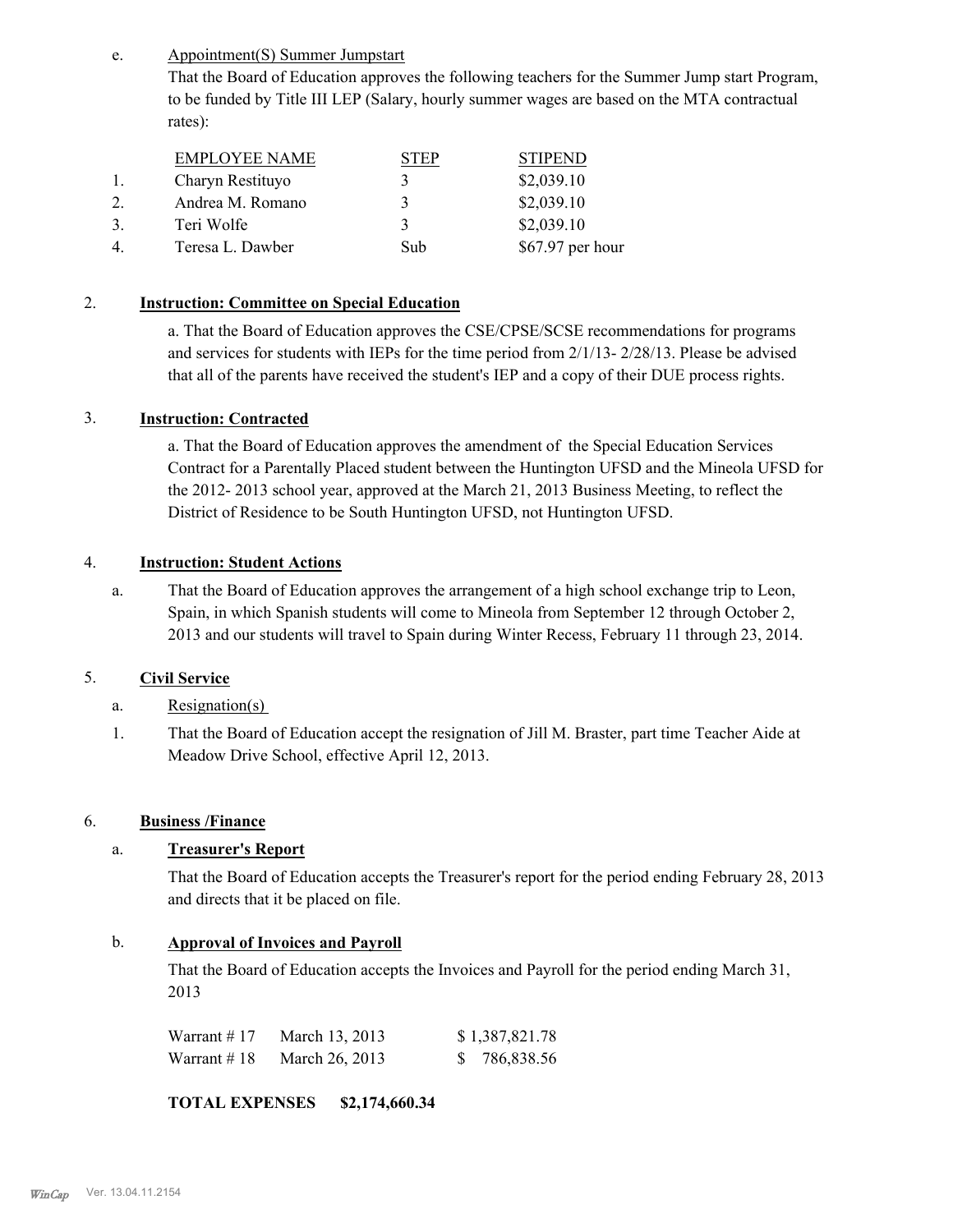e. Appointment(S) Summer Jumpstart

That the Board of Education approves the following teachers for the Summer Jump start Program, to be funded by Title III LEP (Salary, hourly summer wages are based on the MTA contractual rates):

| | EMPLOYEE NAME | STEP | STIPEND |
|---|---|---|---|
| 1. | Charyn Restituyo | 3 | $2,039.10 |
| 2. | Andrea M. Romano | 3 | $2,039.10 |
| 3. | Teri Wolfe | 3 | $2,039.10 |
| 4. | Teresa L. Dawber | Sub | $67.97 per hour |

2. **Instruction: Committee on Special Education**

a. That the Board of Education approves the CSE/CPSE/SCSE recommendations for programs and services for students with IEPs for the time period from 2/1/13- 2/28/13. Please be advised that all of the parents have received the student's IEP and a copy of their DUE process rights.

3. **Instruction: Contracted**

a. That the Board of Education approves the amendment of the Special Education Services Contract for a Parentally Placed student between the Huntington UFSD and the Mineola UFSD for the 2012- 2013 school year, approved at the March 21, 2013 Business Meeting, to reflect the District of Residence to be South Huntington UFSD, not Huntington UFSD.

4. **Instruction: Student Actions**

a. That the Board of Education approves the arrangement of a high school exchange trip to Leon, Spain, in which Spanish students will come to Mineola from September 12 through October 2, 2013 and our students will travel to Spain during Winter Recess, February 11 through 23, 2014.

5. **Civil Service**

a. Resignation(s)

1. That the Board of Education accept the resignation of Jill M. Braster, part time Teacher Aide at Meadow Drive School, effective April 12, 2013.

6. **Business /Finance**

a. **Treasurer's Report**

That the Board of Education accepts the Treasurer's report for the period ending February 28, 2013 and directs that it be placed on file.

b. **Approval of Invoices and Payroll**

That the Board of Education accepts the Invoices and Payroll for the period ending March 31, 2013

| | | |
|---|---|---|
| Warrant # 17 | March 13, 2013 | $ 1,387,821.78 |
| Warrant # 18 | March 26, 2013 | $ 786,838.56 |

**TOTAL EXPENSES $2,174,660.34**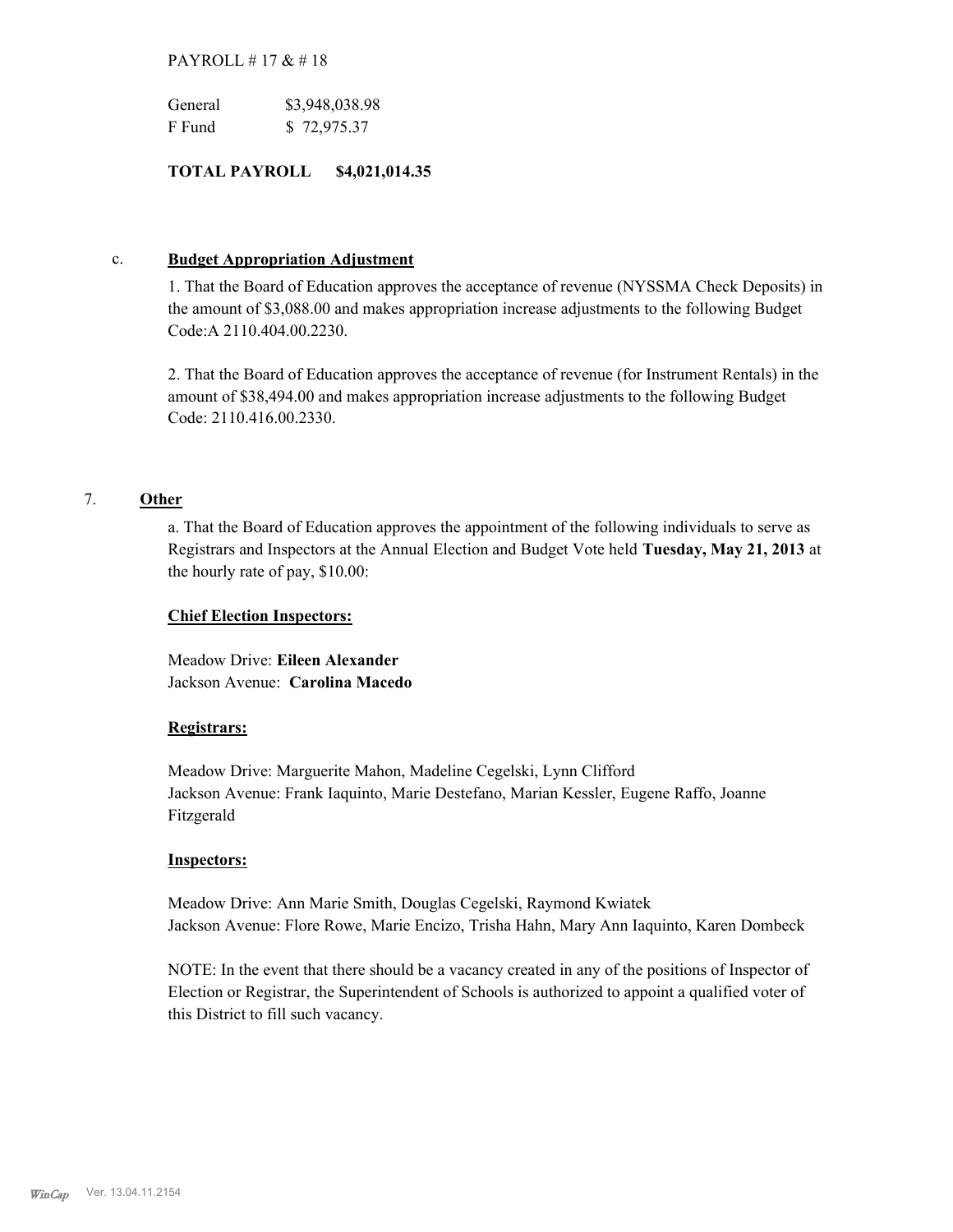PAYROLL # 17 & # 18

| | |
|---|---|
| General | $3,948,038.98 |
| F Fund | $ 72,975.37 |

**TOTAL PAYROLL $4,021,014.35**

c. **Budget Appropriation Adjustment**

1. That the Board of Education approves the acceptance of revenue (NYSSMA Check Deposits) in the amount of $3,088.00 and makes appropriation increase adjustments to the following Budget Code:A 2110.404.00.2230.

2. That the Board of Education approves the acceptance of revenue (for Instrument Rentals) in the amount of $38,494.00 and makes appropriation increase adjustments to the following Budget Code: 2110.416.00.2330.

7. **Other**

a. That the Board of Education approves the appointment of the following individuals to serve as Registrars and Inspectors at the Annual Election and Budget Vote held **Tuesday, May 21, 2013** at the hourly rate of pay, $10.00:

**Chief Election Inspectors:**

Meadow Drive: **Eileen Alexander**
Jackson Avenue: **Carolina Macedo**

**Registrars:**

Meadow Drive: Marguerite Mahon, Madeline Cegelski, Lynn Clifford
Jackson Avenue: Frank Iaquinto, Marie Destefano, Marian Kessler, Eugene Raffo, Joanne Fitzgerald

**Inspectors:**

Meadow Drive: Ann Marie Smith, Douglas Cegelski, Raymond Kwiatek
Jackson Avenue: Flore Rowe, Marie Encizo, Trisha Hahn, Mary Ann Iaquinto, Karen Dombeck

NOTE: In the event that there should be a vacancy created in any of the positions of Inspector of Election or Registrar, the Superintendent of Schools is authorized to appoint a qualified voter of this District to fill such vacancy.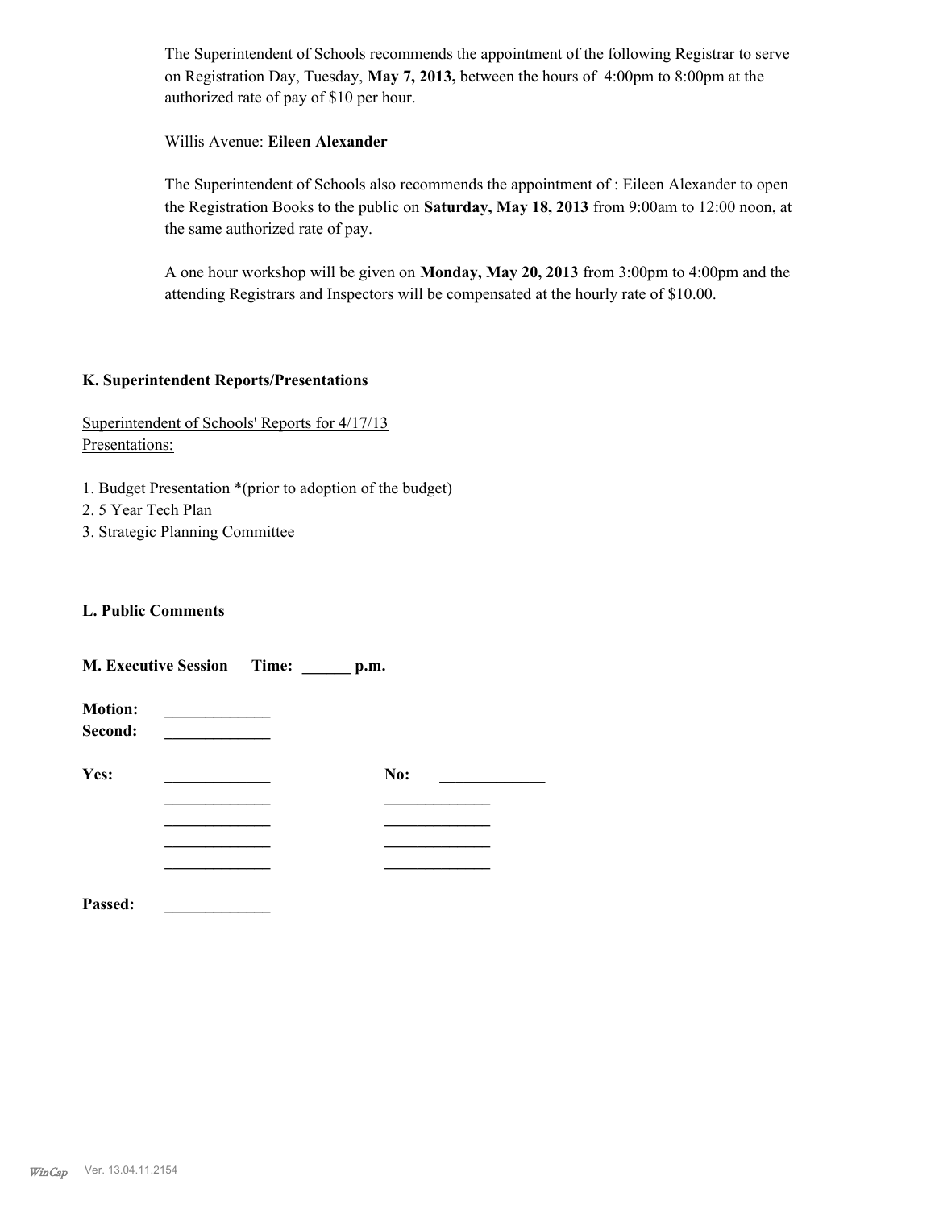The Superintendent of Schools recommends the appointment of the following Registrar to serve on Registration Day, Tuesday, **May 7, 2013,** between the hours of 4:00pm to 8:00pm at the authorized rate of pay of $10 per hour.

Willis Avenue: **Eileen Alexander**

The Superintendent of Schools also recommends the appointment of : Eileen Alexander to open the Registration Books to the public on **Saturday, May 18, 2013** from 9:00am to 12:00 noon, at the same authorized rate of pay.

A one hour workshop will be given on **Monday, May 20, 2013** from 3:00pm to 4:00pm and the attending Registrars and Inspectors will be compensated at the hourly rate of $10.00.

## K. Superintendent Reports/Presentations

Superintendent of Schools' Reports for 4/17/13
Presentations:

1. Budget Presentation *(prior to adoption of the budget)
2. 5 Year Tech Plan
3. Strategic Planning Committee

## L. Public Comments

## M. Executive Session Time: ______ p.m.

**Motion:** _____________
**Second:** _____________

| **Yes:** | _____________ | **No:** | _____________ |
|---|---|---|---|
| | _____________ | | _____________ |
| | _____________ | | _____________ |
| | _____________ | | _____________ |
| | _____________ | | _____________ |

**Passed:** _____________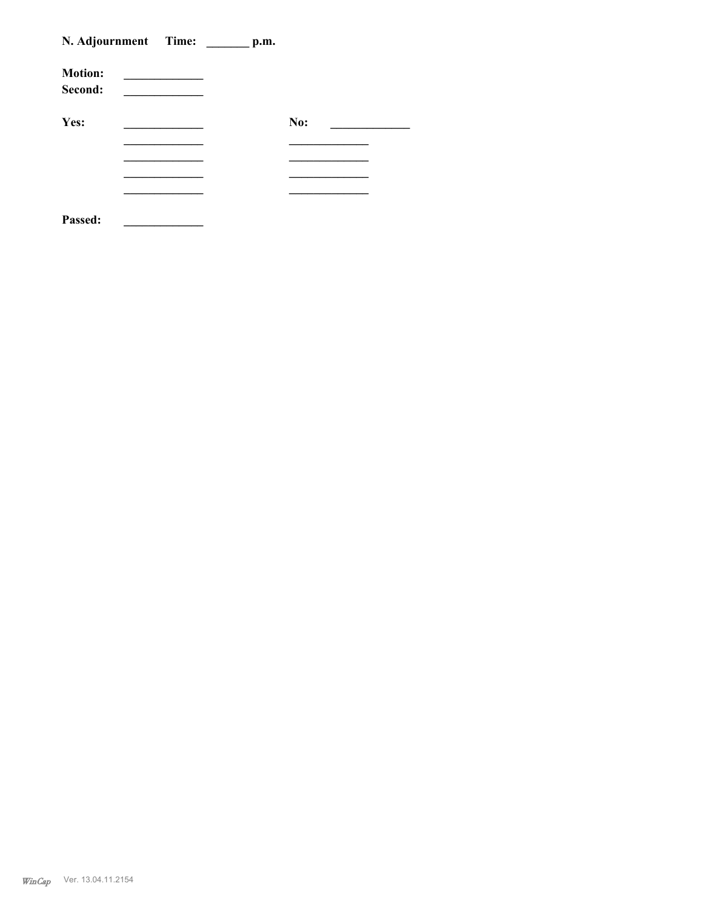**N. Adjournment Time: _______ p.m.**

**Motion:** _____________
**Second:** _____________

| | | | |
|---|---|---|---|
| **Yes:** | _____________ | **No:** | _____________ |
| | _____________ | | _____________ |
| | _____________ | | _____________ |
| | _____________ | | _____________ |
| | _____________ | | _____________ |

**Passed:** _____________

*WinCap* Ver. 13.04.11.2154